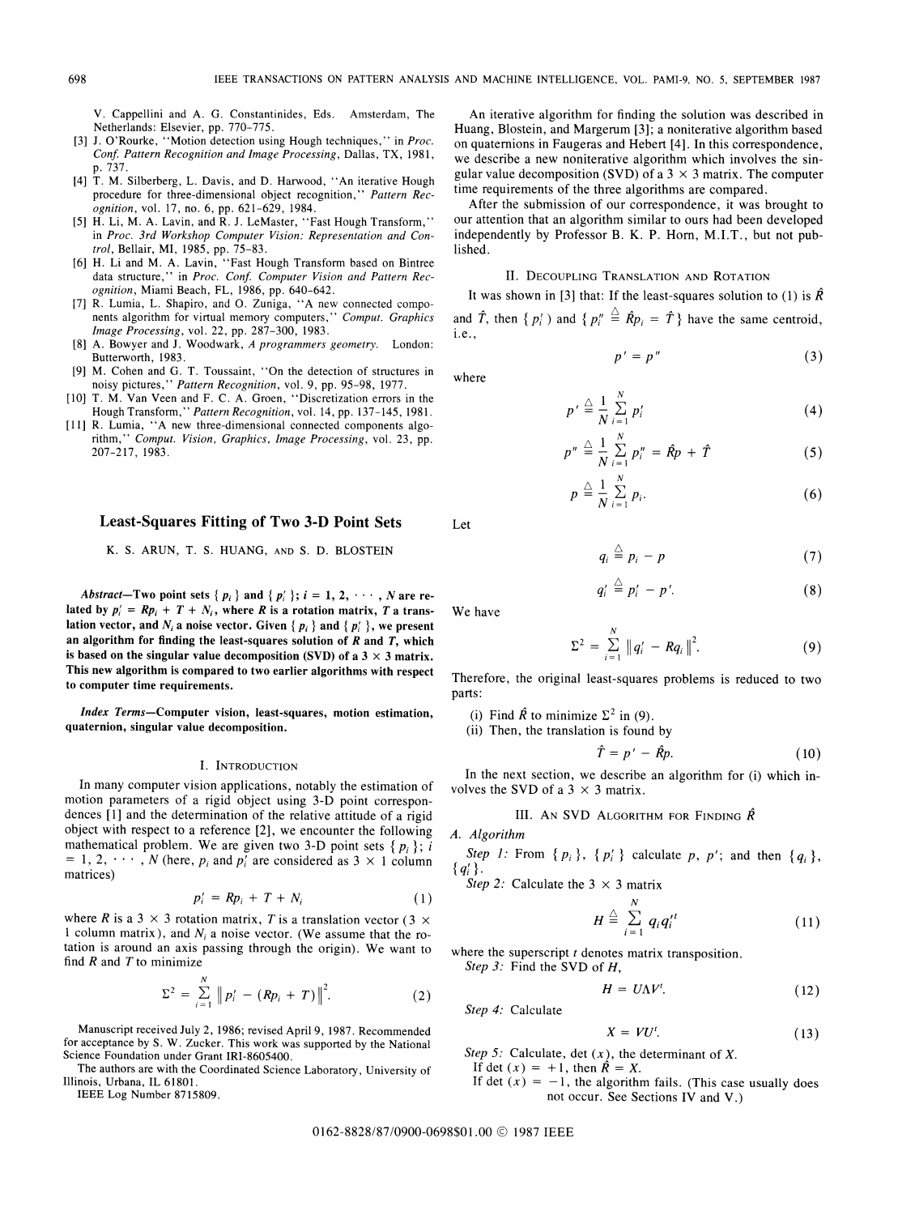V. Cappellini and A. G. Constantinides, Eds. Amsterdam, The Netherlands: Elsevier, pp. 770–775.

[3] J. O'Rourke, "Motion detection using Hough techniques," in *Proc. Conf. Pattern Recognition and Image Processing*, Dallas, TX, 1981, p. 737.

[4] T. M. Silberberg, L. Davis, and D. Harwood, "An iterative Hough procedure for three-dimensional object recognition," *Pattern Recognition*, vol. 17, no. 6, pp. 621–629, 1984.

[5] H. Li, M. A. Lavin, and R. J. LeMaster, "Fast Hough Transform," in *Proc. 3rd Workshop Computer Vision: Representation and Control*, Bellair, MI, 1985, pp. 75–83.

[6] H. Li and M. A. Lavin, "Fast Hough Transform based on Bintree data structure," in *Proc. Conf. Computer Vision and Pattern Recognition*, Miami Beach, FL, 1986, pp. 640–642.

[7] R. Lumia, L. Shapiro, and O. Zuniga, "A new connected components algorithm for virtual memory computers," *Comput. Graphics Image Processing*, vol. 22, pp. 287–300, 1983.

[8] A. Bowyer and J. Woodwark, *A programmers geometry*. London: Butterworth, 1983.

[9] M. Cohen and G. T. Toussaint, "On the detection of structures in noisy pictures," *Pattern Recognition*, vol. 9, pp. 95–98, 1977.

[10] T. M. Van Veen and F. C. A. Groen, "Discretization errors in the Hough Transform," *Pattern Recognition*, vol. 14, pp. 137–145, 1981.

[11] R. Lumia, "A new three-dimensional connected components algorithm," *Comput. Vision, Graphics, Image Processing*, vol. 23, pp. 207–217, 1983.

# Least-Squares Fitting of Two 3-D Point Sets

K. S. ARUN, T. S. HUANG, AND S. D. BLOSTEIN

***Abstract*—Two point sets $\{p_i\}$ and $\{p_i'\}$; $i = 1, 2, \cdots, N$ are related by $p_i' = Rp_i + T + N_i$, where $R$ is a rotation matrix, $T$ a translation vector, and $N_i$ a noise vector. Given $\{p_i\}$ and $\{p_i'\}$, we present an algorithm for finding the least-squares solution of $R$ and $T$, which is based on the singular value decomposition (SVD) of a $3 \times 3$ matrix. This new algorithm is compared to two earlier algorithms with respect to computer time requirements.**

***Index Terms*—Computer vision, least-squares, motion estimation, quaternion, singular value decomposition.**

## I. Introduction

In many computer vision applications, notably the estimation of motion parameters of a rigid object using 3-D point correspondences [1] and the determination of the relative attitude of a rigid object with respect to a reference [2], we encounter the following mathematical problem. We are given two 3-D point sets $\{p_i\}$; $i = 1, 2, \cdots, N$ (here, $p_i$ and $p_i'$ are considered as $3 \times 1$ column matrices)

$$p_i' = Rp_i + T + N_i \tag{1}$$

where $R$ is a $3 \times 3$ rotation matrix, $T$ is a translation vector ($3 \times 1$ column matrix), and $N_i$ a noise vector. (We assume that the rotation is around an axis passing through the origin). We want to find $R$ and $T$ to minimize

$$\Sigma^2 = \sum_{i=1}^{N} \left\| p_i' - (Rp_i + T) \right\|^2. \tag{2}$$

Manuscript received July 2, 1986; revised April 9, 1987. Recommended for acceptance by S. W. Zucker. This work was supported by the National Science Foundation under Grant IRI-8605400.

The authors are with the Coordinated Science Laboratory, University of Illinois, Urbana, IL 61801.

IEEE Log Number 8715809.

An iterative algorithm for finding the solution was described in Huang, Blostein, and Margerum [3]; a noniterative algorithm based on quaternions in Faugeras and Hebert [4]. In this correspondence, we describe a new noniterative algorithm which involves the singular value decomposition (SVD) of a $3 \times 3$ matrix. The computer time requirements of the three algorithms are compared.

After the submission of our correspondence, it was brought to our attention that an algorithm similar to ours had been developed independently by Professor B. K. P. Horn, M.I.T., but not published.

## II. Decoupling Translation and Rotation

It was shown in [3] that: If the least-squares solution to (1) is $\hat{R}$ and $\hat{T}$, then $\{p_i'\}$ and $\{p_i'' \triangleq \hat{R}p_i = \hat{T}\}$ have the same centroid, i.e.,

$$p' = p'' \tag{3}$$

where

$$p' \triangleq \frac{1}{N} \sum_{i=1}^{N} p_i' \tag{4}$$

$$p'' \triangleq \frac{1}{N} \sum_{i=1}^{N} p_i'' = \hat{R}p + \hat{T} \tag{5}$$

$$p \triangleq \frac{1}{N} \sum_{i=1}^{N} p_i. \tag{6}$$

Let

$$q_i \triangleq p_i - p \tag{7}$$

$$q_i' \triangleq p_i' - p'. \tag{8}$$

We have

$$\Sigma^2 = \sum_{i=1}^{N} \left\| q_i' - Rq_i \right\|^2. \tag{9}$$

Therefore, the original least-squares problems is reduced to two parts:

(i) Find $\hat{R}$ to minimize $\Sigma^2$ in (9).

(ii) Then, the translation is found by

$$\hat{T} = p' - \hat{R}p. \tag{10}$$

In the next section, we describe an algorithm for (i) which involves the SVD of a $3 \times 3$ matrix.

## III. An SVD Algorithm for Finding $\hat{R}$

### A. Algorithm

*Step 1:* From $\{p_i\}$, $\{p_i'\}$ calculate $p$, $p'$; and then $\{q_i\}$, $\{q_i'\}$.

*Step 2:* Calculate the $3 \times 3$ matrix

$$H \triangleq \sum_{i=1}^{N} q_i q_i'^t \tag{11}$$

where the superscript $t$ denotes matrix transposition.

*Step 3:* Find the SVD of $H$,

$$H = U \Lambda V^t. \tag{12}$$

*Step 4:* Calculate

$$X = VU^t. \tag{13}$$

*Step 5:* Calculate, $\det(x)$, the determinant of $X$.

If $\det(x) = +1$, then $\hat{R} = X$.

If $\det(x) = -1$, the algorithm fails. (This case usually does not occur. See Sections IV and V.)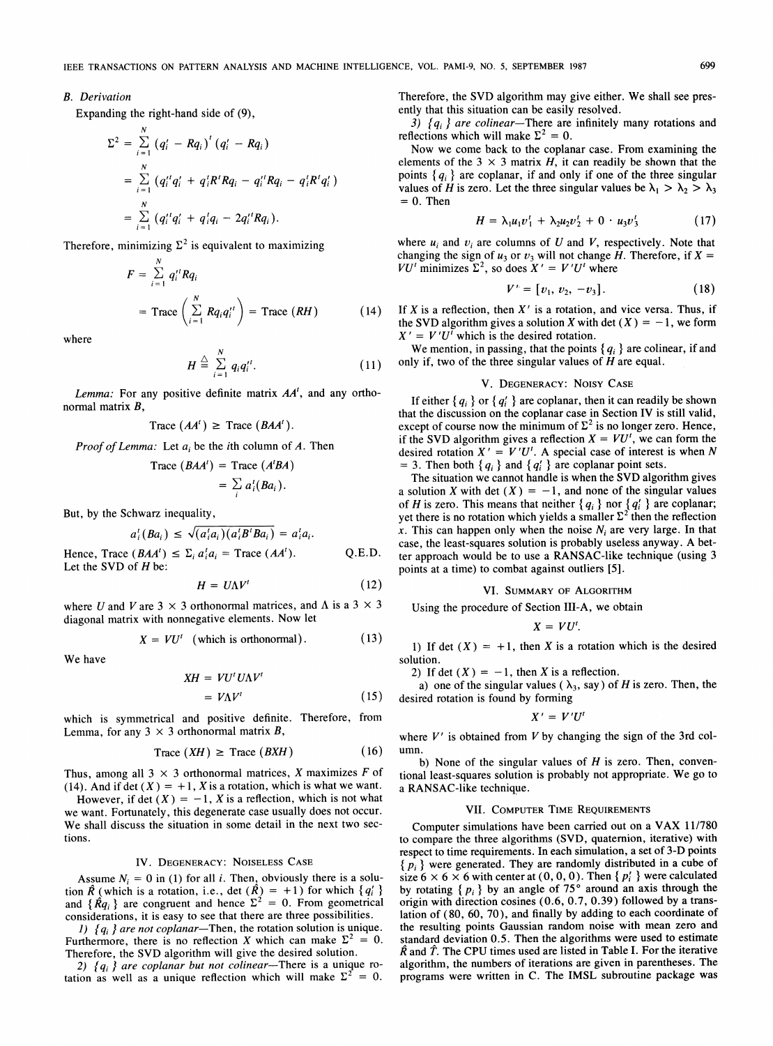### B. Derivation

Expanding the right-hand side of (9),

$$\begin{aligned}\Sigma^2 &= \sum_{i=1}^{N} (q_i' - Rq_i)^t (q_i' - Rq_i) \\ &= \sum_{i=1}^{N} (q_i'^t q_i' + q_i^t R^t R q_i - q_i'^t R q_i - q_i^t R^t q_i') \\ &= \sum_{i=1}^{N} (q_i'^t q_i' + q_i^t q_i - 2 q_i'^t R q_i).\end{aligned}$$

Therefore, minimizing $\Sigma^2$ is equivalent to maximizing

$$\begin{aligned}F &= \sum_{i=1}^{N} q_i'^t R q_i \\ &= \text{Trace}\left(\sum_{i=1}^{N} R q_i q_i'^t\right) = \text{Trace}(RH) \quad (14)\end{aligned}$$

where

$$H \triangleq \sum_{i=1}^{N} q_i q_i'^t. \quad (11)$$

*Lemma:* For any positive definite matrix $AA^t$, and any orthonormal matrix $B$,

$$\text{Trace}(AA^t) \geq \text{Trace}(BAA^t).$$

*Proof of Lemma:* Let $a_i$ be the $i$th column of $A$. Then

$$\begin{aligned}\text{Trace}(BAA^t) &= \text{Trace}(A^t BA) \\ &= \sum_i a_i^t (Ba_i).\end{aligned}$$

But, by the Schwarz inequality,

$$a_i^t(Ba_i) \leq \sqrt{(a_i^t a_i)(a_i^t B^t B a_i)} = a_i^t a_i.$$

Hence, $\text{Trace}(BAA^t) \leq \Sigma_i a_i^t a_i = \text{Trace}(AA^t)$. Q.E.D.

Let the SVD of $H$ be:

$$H = U \Lambda V^t \quad (12)$$

where $U$ and $V$ are $3 \times 3$ orthonormal matrices, and $\Lambda$ is a $3 \times 3$ diagonal matrix with nonnegative elements. Now let

$$X = VU^t \quad \text{(which is orthonormal)}. \quad (13)$$

We have

$$\begin{aligned}XH &= VU^t U \Lambda V^t \\ &= V \Lambda V^t \quad (15)\end{aligned}$$

which is symmetrical and positive definite. Therefore, from Lemma, for any $3 \times 3$ orthonormal matrix $B$,

$$\text{Trace}(XH) \geq \text{Trace}(BXH) \quad (16)$$

Thus, among all $3 \times 3$ orthonormal matrices, $X$ maximizes $F$ of (14). And if $\det(X) = +1$, $X$ is a rotation, which is what we want.

However, if $\det(X) = -1$, $X$ is a reflection, which is not what we want. Fortunately, this degenerate case usually does not occur. We shall discuss the situation in some detail in the next two sections.

## IV. Degeneracy: Noiseless Case

Assume $N_i = 0$ in (1) for all $i$. Then, obviously there is a solution $\hat{R}$ (which is a rotation, i.e., $\det(\hat{R}) = +1$) for which $\{q_i'\}$ and $\{\hat{R}q_i\}$ are congruent and hence $\Sigma^2 = 0$. From geometrical considerations, it is easy to see that there are three possibilities.

1) *$\{q_i\}$ are not coplanar*—Then, the rotation solution is unique. Furthermore, there is no reflection $X$ which can make $\Sigma^2 = 0$. Therefore, the SVD algorithm will give the desired solution.

2) *$\{q_i\}$ are coplanar but not colinear*—There is a unique rotation as well as a unique reflection which will make $\Sigma^2 = 0$. Therefore, the SVD algorithm may give either. We shall see presently that this situation can be easily resolved.

3) *$\{q_i\}$ are colinear*—There are infinitely many rotations and reflections which will make $\Sigma^2 = 0$.

Now we come back to the coplanar case. From examining the elements of the $3 \times 3$ matrix $H$, it can readily be shown that the points $\{q_i\}$ are coplanar, if and only if one of the three singular values of $H$ is zero. Let the three singular values be $\lambda_1 > \lambda_2 > \lambda_3 = 0$. Then

$$H = \lambda_1 u_1 v_1^t + \lambda_2 u_2 v_2^t + 0 \cdot u_3 v_3^t \quad (17)$$

where $u_i$ and $v_i$ are columns of $U$ and $V$, respectively. Note that changing the sign of $u_3$ or $v_3$ will not change $H$. Therefore, if $X = VU^t$ minimizes $\Sigma^2$, so does $X' = V'U^t$ where

$$V' = [v_1, v_2, -v_3]. \quad (18)$$

If $X$ is a reflection, then $X'$ is a rotation, and vice versa. Thus, if the SVD algorithm gives a solution $X$ with $\det(X) = -1$, we form $X' = V'U^t$ which is the desired rotation.

We mention, in passing, that the points $\{q_i\}$ are colinear, if and only if, two of the three singular values of $H$ are equal.

## V. Degeneracy: Noisy Case

If either $\{q_i\}$ or $\{q_i'\}$ are coplanar, then it can readily be shown that the discussion on the coplanar case in Section IV is still valid, except of course now the minimum of $\Sigma^2$ is no longer zero. Hence, if the SVD algorithm gives a reflection $X = VU^t$, we can form the desired rotation $X' = V'U^t$. A special case of interest is when $N = 3$. Then both $\{q_i\}$ and $\{q_i'\}$ are coplanar point sets.

The situation we cannot handle is when the SVD algorithm gives a solution $X$ with $\det(X) = -1$, and none of the singular values of $H$ is zero. This means that neither $\{q_i\}$ nor $\{q_i'\}$ are coplanar; yet there is no rotation which yields a smaller $\Sigma^2$ then the reflection $x$. This can happen only when the noise $N_i$ are very large. In that case, the least-squares solution is probably useless anyway. A better approach would be to use a RANSAC-like technique (using 3 points at a time) to combat against outliers [5].

## VI. Summary of Algorithm

Using the procedure of Section III-A, we obtain

$$X = VU^t.$$

1) If $\det(X) = +1$, then $X$ is a rotation which is the desired solution.

2) If $\det(X) = -1$, then $X$ is a reflection.

a) one of the singular values ($\lambda_3$, say) of $H$ is zero. Then, the desired rotation is found by forming

$$X' = V'U^t$$

where $V'$ is obtained from $V$ by changing the sign of the 3rd column.

b) None of the singular values of $H$ is zero. Then, conventional least-squares solution is probably not appropriate. We go to a RANSAC-like technique.

## VII. Computer Time Requirements

Computer simulations have been carried out on a VAX 11/780 to compare the three algorithms (SVD, quaternion, iterative) with respect to time requirements. In each simulation, a set of 3-D points $\{p_i\}$ were generated. They are randomly distributed in a cube of size $6 \times 6 \times 6$ with center at $(0, 0, 0)$. Then $\{p_i'\}$ were calculated by rotating $\{p_i\}$ by an angle of 75° around an axis through the origin with direction cosines (0.6, 0.7, 0.39) followed by a translation of (80, 60, 70), and finally by adding to each coordinate of the resulting points Gaussian random noise with mean zero and standard deviation 0.5. Then the algorithms were used to estimate $\hat{R}$ and $\hat{T}$. The CPU times used are listed in Table I. For the iterative algorithm, the numbers of iterations are given in parentheses. The programs were written in C. The IMSL subroutine package was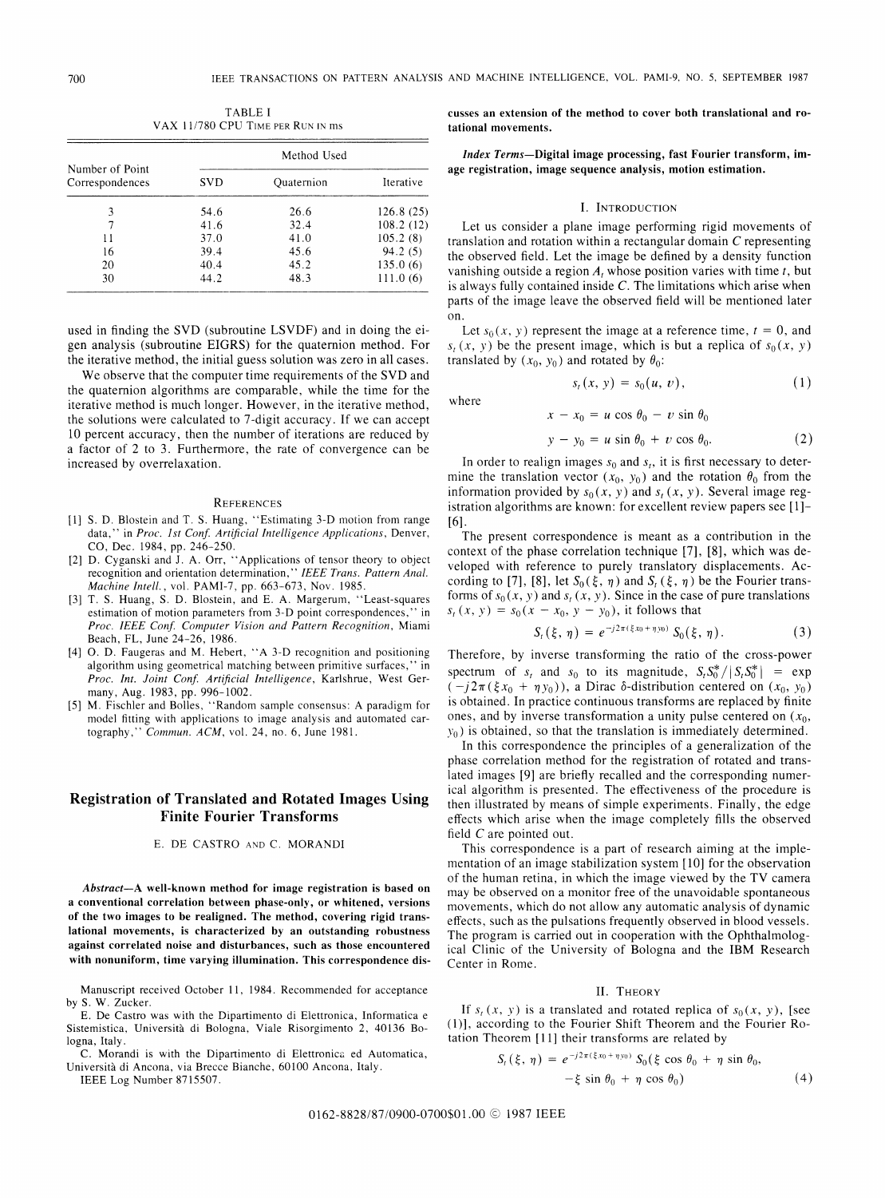TABLE I
VAX 11/780 CPU TIME PER RUN IN ms

| Number of Point Correspondences | Method Used | | |
|---|---|---|---|
| | SVD | Quaternion | Iterative |
| 3 | 54.6 | 26.6 | 126.8 (25) |
| 7 | 41.6 | 32.4 | 108.2 (12) |
| 11 | 37.0 | 41.0 | 105.2 (8) |
| 16 | 39.4 | 45.6 | 94.2 (5) |
| 20 | 40.4 | 45.2 | 135.0 (6) |
| 30 | 44.2 | 48.3 | 111.0 (6) |

used in finding the SVD (subroutine LSVDF) and in doing the eigen analysis (subroutine EIGRS) for the quaternion method. For the iterative method, the initial guess solution was zero in all cases.

We observe that the computer time requirements of the SVD and the quaternion algorithms are comparable, while the time for the iterative method is much longer. However, in the iterative method, the solutions were calculated to 7-digit accuracy. If we can accept 10 percent accuracy, then the number of iterations are reduced by a factor of 2 to 3. Furthermore, the rate of convergence can be increased by overrelaxation.

## REFERENCES

[1] S. D. Blostein and T. S. Huang, "Estimating 3-D motion from range data," in *Proc. 1st Conf. Artificial Intelligence Applications*, Denver, CO, Dec. 1984, pp. 246-250.

[2] D. Cyganski and J. A. Orr, "Applications of tensor theory to object recognition and orientation determination," *IEEE Trans. Pattern Anal. Machine Intell.*, vol. PAMI-7, pp. 663-673, Nov. 1985.

[3] T. S. Huang, S. D. Blostein, and E. A. Margerum, "Least-squares estimation of motion parameters from 3-D point correspondences," in *Proc. IEEE Conf. Computer Vision and Pattern Recognition*, Miami Beach, FL, June 24-26, 1986.

[4] O. D. Faugeras and M. Hebert, "A 3-D recognition and positioning algorithm using geometrical matching between primitive surfaces," in *Proc. Int. Joint Conf. Artificial Intelligence*, Karlshrue, West Germany, Aug. 1983, pp. 996-1002.

[5] M. Fischler and Bolles, "Random sample consensus: A paradigm for model fitting with applications to image analysis and automated cartography," *Commun. ACM*, vol. 24, no. 6, June 1981.

# Registration of Translated and Rotated Images Using Finite Fourier Transforms

E. DE CASTRO AND C. MORANDI

***Abstract*—A well-known method for image registration is based on a conventional correlation between phase-only, or whitened, versions of the two images to be realigned. The method, covering rigid translational movements, is characterized by an outstanding robustness against correlated noise and disturbances, such as those encountered with nonuniform, time varying illumination. This correspondence discusses an extension of the method to cover both translational and rotational movements.**

*Index Terms*—**Digital image processing, fast Fourier transform, image registration, image sequence analysis, motion estimation.**

Manuscript received October 11, 1984. Recommended for acceptance by S. W. Zucker.

E. De Castro was with the Dipartimento di Elettronica, Informatica e Sistemistica, Università di Bologna, Viale Risorgimento 2, 40136 Bologna, Italy.

C. Morandi is with the Dipartimento di Elettronica ed Automatica, Università di Ancona, via Brecce Bianche, 60100 Ancona, Italy.

IEEE Log Number 8715507.

## I. INTRODUCTION

Let us consider a plane image performing rigid movements of translation and rotation within a rectangular domain $C$ representing the observed field. Let the image be defined by a density function vanishing outside a region $A_t$ whose position varies with time $t$, but is always fully contained inside $C$. The limitations which arise when parts of the image leave the observed field will be mentioned later on.

Let $s_0(x, y)$ represent the image at a reference time, $t = 0$, and $s_t(x, y)$ be the present image, which is but a replica of $s_0(x, y)$ translated by $(x_0, y_0)$ and rotated by $\theta_0$:

$$s_t(x, y) = s_0(u, v), \tag{1}$$

where

$$x - x_0 = u \cos \theta_0 - v \sin \theta_0$$
$$y - y_0 = u \sin \theta_0 + v \cos \theta_0. \tag{2}$$

In order to realign images $s_0$ and $s_t$, it is first necessary to determine the translation vector $(x_0, y_0)$ and the rotation $\theta_0$ from the information provided by $s_0(x, y)$ and $s_t(x, y)$. Several image registration algorithms are known: for excellent review papers see [1]-[6].

The present correspondence is meant as a contribution in the context of the phase correlation technique [7], [8], which was developed with reference to purely translatory displacements. According to [7], [8], let $S_0(\xi, \eta)$ and $S_t(\xi, \eta)$ be the Fourier transforms of $s_0(x, y)$ and $s_t(x, y)$. Since in the case of pure translations $s_t(x, y) = s_0(x - x_0, y - y_0)$, it follows that

$$S_t(\xi, \eta) = e^{-j2\pi(\xi x_0 + \eta y_0)} S_0(\xi, \eta). \tag{3}$$

Therefore, by inverse transforming the ratio of the cross-power spectrum of $s_t$ and $s_0$ to its magnitude, $S_t S_0^* / |S_t S_0^*| = \exp(-j2\pi(\xi x_0 + \eta y_0))$, a Dirac $\delta$-distribution centered on $(x_0, y_0)$ is obtained. In practice continuous transforms are replaced by finite ones, and by inverse transformation a unity pulse centered on $(x_0, y_0)$ is obtained, so that the translation is immediately determined.

In this correspondence the principles of a generalization of the phase correlation method for the registration of rotated and translated images [9] are briefly recalled and the corresponding numerical algorithm is presented. The effectiveness of the procedure is then illustrated by means of simple experiments. Finally, the edge effects which arise when the image completely fills the observed field $C$ are pointed out.

This correspondence is a part of research aiming at the implementation of an image stabilization system [10] for the observation of the human retina, in which the image viewed by the TV camera may be observed on a monitor free of the unavoidable spontaneous movements, which do not allow any automatic analysis of dynamic effects, such as the pulsations frequently observed in blood vessels. The program is carried out in cooperation with the Ophthalmological Clinic of the University of Bologna and the IBM Research Center in Rome.

## II. THEORY

If $s_t(x, y)$ is a translated and rotated replica of $s_0(x, y)$, [see (1)], according to the Fourier Shift Theorem and the Fourier Rotation Theorem [11] their transforms are related by

$$S_t(\xi, \eta) = e^{-j2\pi(\xi x_0 + \eta y_0)} S_0(\xi \cos \theta_0 + \eta \sin \theta_0, -\xi \sin \theta_0 + \eta \cos \theta_0) \tag{4}$$

0162-8828/87/0900-0700$01.00 © 1987 IEEE